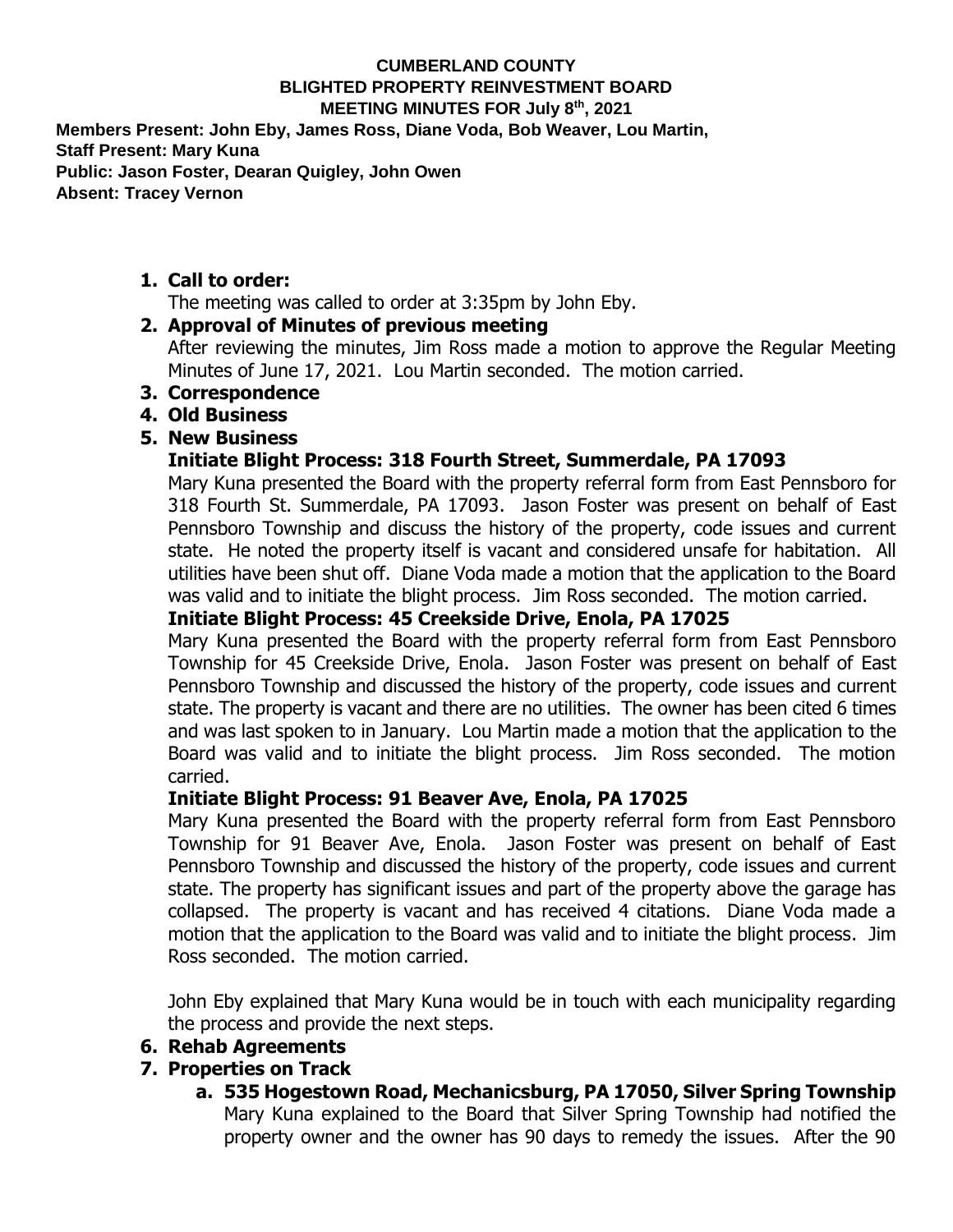**CUMBERLAND COUNTY**
**BLIGHTED PROPERTY REINVESTMENT BOARD**
**MEETING MINUTES FOR July 8th, 2021**

**Members Present: John Eby, James Ross, Diane Voda, Bob Weaver, Lou Martin,**
**Staff Present: Mary Kuna**
**Public: Jason Foster, Dearan Quigley, John Owen**
**Absent: Tracey Vernon**

1. **Call to order:**
   The meeting was called to order at 3:35pm by John Eby.
2. **Approval of Minutes of previous meeting**
   After reviewing the minutes, Jim Ross made a motion to approve the Regular Meeting Minutes of June 17, 2021. Lou Martin seconded. The motion carried.
3. **Correspondence**
4. **Old Business**
5. **New Business**

   **Initiate Blight Process: 318 Fourth Street, Summerdale, PA 17093**
   Mary Kuna presented the Board with the property referral form from East Pennsboro for 318 Fourth St. Summerdale, PA 17093. Jason Foster was present on behalf of East Pennsboro Township and discuss the history of the property, code issues and current state. He noted the property itself is vacant and considered unsafe for habitation. All utilities have been shut off. Diane Voda made a motion that the application to the Board was valid and to initiate the blight process. Jim Ross seconded. The motion carried.

   **Initiate Blight Process: 45 Creekside Drive, Enola, PA 17025**
   Mary Kuna presented the Board with the property referral form from East Pennsboro Township for 45 Creekside Drive, Enola. Jason Foster was present on behalf of East Pennsboro Township and discussed the history of the property, code issues and current state. The property is vacant and there are no utilities. The owner has been cited 6 times and was last spoken to in January. Lou Martin made a motion that the application to the Board was valid and to initiate the blight process. Jim Ross seconded. The motion carried.

   **Initiate Blight Process: 91 Beaver Ave, Enola, PA 17025**
   Mary Kuna presented the Board with the property referral form from East Pennsboro Township for 91 Beaver Ave, Enola. Jason Foster was present on behalf of East Pennsboro Township and discussed the history of the property, code issues and current state. The property has significant issues and part of the property above the garage has collapsed. The property is vacant and has received 4 citations. Diane Voda made a motion that the application to the Board was valid and to initiate the blight process. Jim Ross seconded. The motion carried.

   John Eby explained that Mary Kuna would be in touch with each municipality regarding the process and provide the next steps.
6. **Rehab Agreements**
7. **Properties on Track**
   a. **535 Hogestown Road, Mechanicsburg, PA 17050, Silver Spring Township**
      Mary Kuna explained to the Board that Silver Spring Township had notified the property owner and the owner has 90 days to remedy the issues. After the 90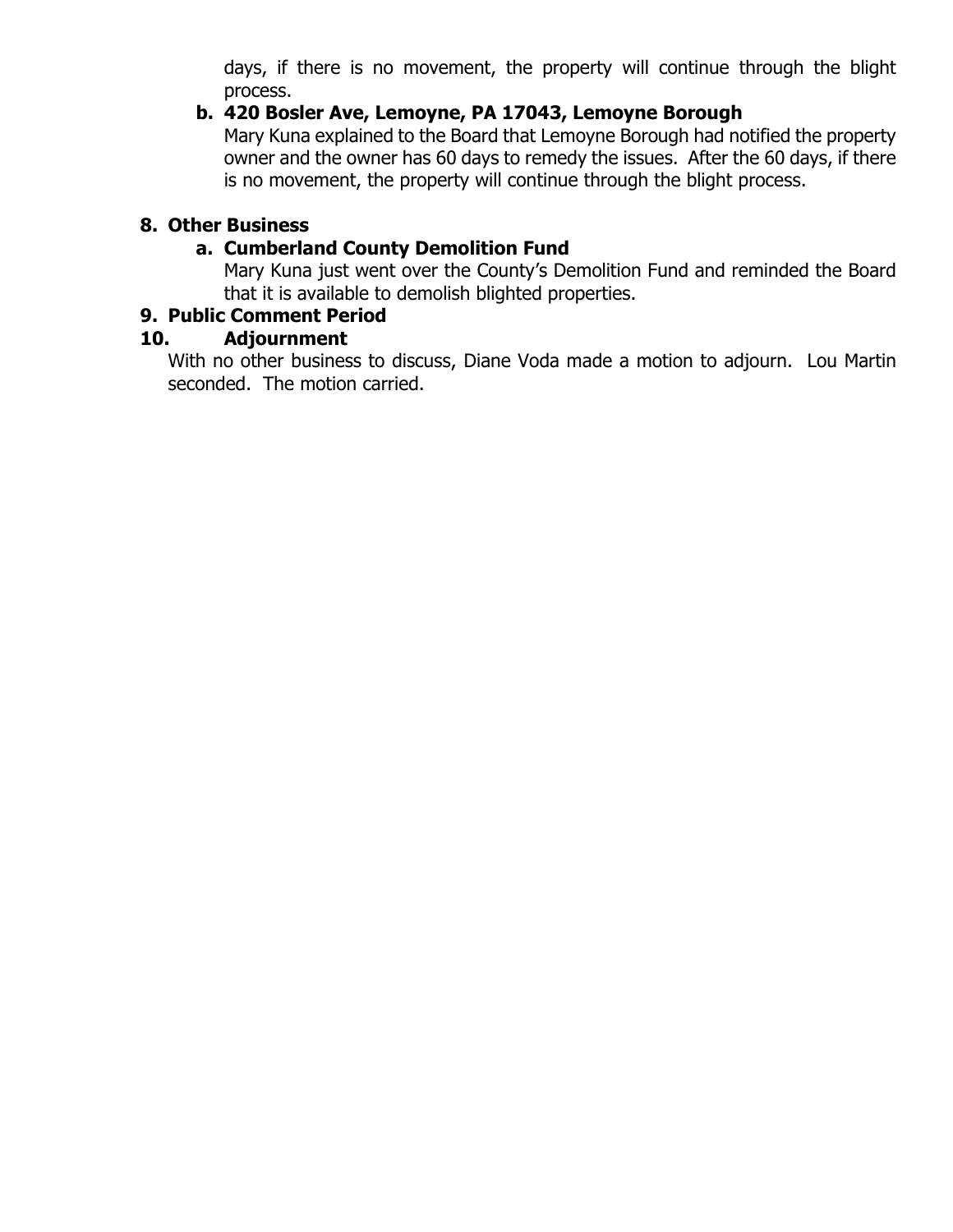days, if there is no movement, the property will continue through the blight process.

**b. 420 Bosler Ave, Lemoyne, PA 17043, Lemoyne Borough**

Mary Kuna explained to the Board that Lemoyne Borough had notified the property owner and the owner has 60 days to remedy the issues. After the 60 days, if there is no movement, the property will continue through the blight process.

**8. Other Business**

**a. Cumberland County Demolition Fund**

Mary Kuna just went over the County's Demolition Fund and reminded the Board that it is available to demolish blighted properties.

**9. Public Comment Period**

**10. Adjournment**

With no other business to discuss, Diane Voda made a motion to adjourn. Lou Martin seconded. The motion carried.